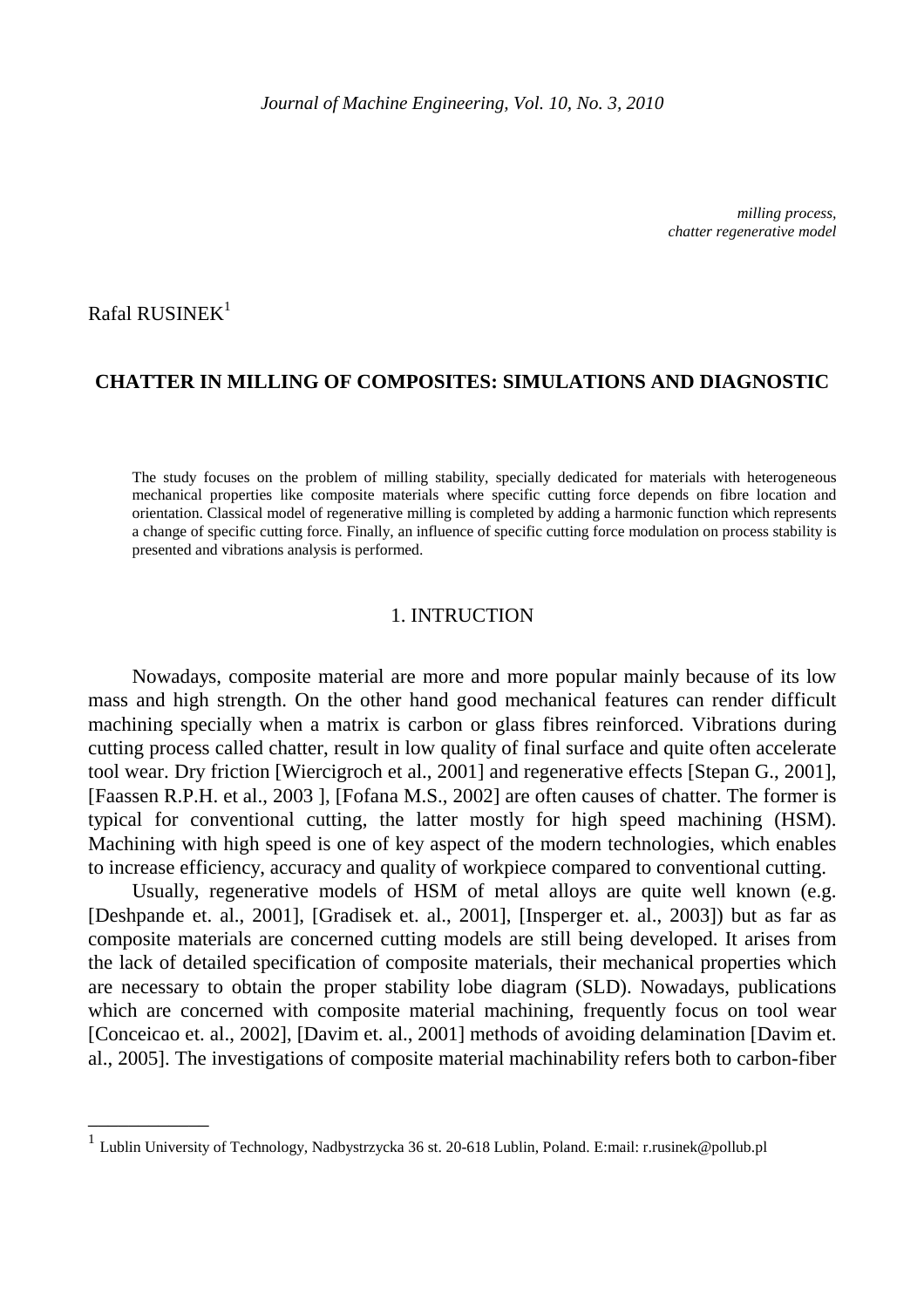*milling process,*
*chatter regenerative model*

Rafal RUSINEK[1]

# CHATTER IN MILLING OF COMPOSITES: SIMULATIONS AND DIAGNOSTIC

The study focuses on the problem of milling stability, specially dedicated for materials with heterogeneous mechanical properties like composite materials where specific cutting force depends on fibre location and orientation. Classical model of regenerative milling is completed by adding a harmonic function which represents a change of specific cutting force. Finally, an influence of specific cutting force modulation on process stability is presented and vibrations analysis is performed.

## 1. INTRUCTION

Nowadays, composite material are more and more popular mainly because of its low mass and high strength. On the other hand good mechanical features can render difficult machining specially when a matrix is carbon or glass fibres reinforced. Vibrations during cutting process called chatter, result in low quality of final surface and quite often accelerate tool wear. Dry friction [Wiercigroch et al., 2001] and regenerative effects [Stepan G., 2001], [Faassen R.P.H. et al., 2003 ], [Fofana M.S., 2002] are often causes of chatter. The former is typical for conventional cutting, the latter mostly for high speed machining (HSM). Machining with high speed is one of key aspect of the modern technologies, which enables to increase efficiency, accuracy and quality of workpiece compared to conventional cutting.

Usually, regenerative models of HSM of metal alloys are quite well known (e.g. [Deshpande et. al., 2001], [Gradisek et. al., 2001], [Insperger et. al., 2003]) but as far as composite materials are concerned cutting models are still being developed. It arises from the lack of detailed specification of composite materials, their mechanical properties which are necessary to obtain the proper stability lobe diagram (SLD). Nowadays, publications which are concerned with composite material machining, frequently focus on tool wear [Conceicao et. al., 2002], [Davim et. al., 2001] methods of avoiding delamination [Davim et. al., 2005]. The investigations of composite material machinability refers both to carbon-fiber

---

[1] Lublin University of Technology, Nadbystrzycka 36 st. 20-618 Lublin, Poland. E:mail: r.rusinek@pollub.pl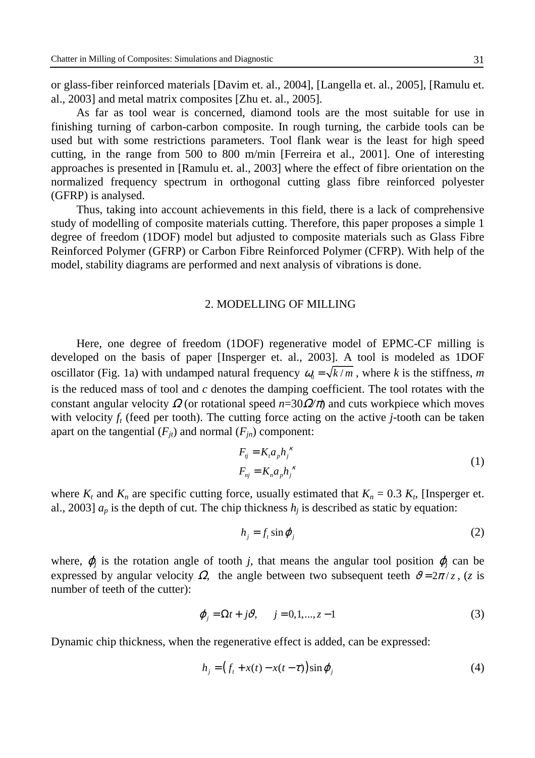or glass-fiber reinforced materials [Davim et. al., 2004], [Langella et. al., 2005], [Ramulu et. al., 2003] and metal matrix composites [Zhu et. al., 2005].

As far as tool wear is concerned, diamond tools are the most suitable for use in finishing turning of carbon-carbon composite. In rough turning, the carbide tools can be used but with some restrictions parameters. Tool flank wear is the least for high speed cutting, in the range from 500 to 800 m/min [Ferreira et al., 2001]. One of interesting approaches is presented in [Ramulu et. al., 2003] where the effect of fibre orientation on the normalized frequency spectrum in orthogonal cutting glass fibre reinforced polyester (GFRP) is analysed.

Thus, taking into account achievements in this field, there is a lack of comprehensive study of modelling of composite materials cutting. Therefore, this paper proposes a simple 1 degree of freedom (1DOF) model but adjusted to composite materials such as Glass Fibre Reinforced Polymer (GFRP) or Carbon Fibre Reinforced Polymer (CFRP). With help of the model, stability diagrams are performed and next analysis of vibrations is done.

## 2. MODELLING OF MILLING

Here, one degree of freedom (1DOF) regenerative model of EPMC-CF milling is developed on the basis of paper [Insperger et. al., 2003]. A tool is modeled as 1DOF oscillator (Fig. 1a) with undamped natural frequency $\omega_0 = \sqrt{k/m}$, where *k* is the stiffness, *m* is the reduced mass of tool and *c* denotes the damping coefficient. The tool rotates with the constant angular velocity $\Omega$ (or rotational speed $n=30\Omega/\pi$) and cuts workpiece which moves with velocity $f_t$ (feed per tooth). The cutting force acting on the active *j*-tooth can be taken apart on the tangential ($F_{jt}$) and normal ($F_{jn}$) component:

$$
\begin{aligned}
F_{tj} &= K_t a_p h_j^{\kappa} \\
F_{nj} &= K_n a_p h_j^{\kappa}
\end{aligned}
\tag{1}
$$

where $K_t$ and $K_n$ are specific cutting force, usually estimated that $K_n = 0.3\ K_t$, [Insperger et. al., 2003] $a_p$ is the depth of cut. The chip thickness $h_j$ is described as static by equation:

$$
h_j = f_t \sin\varphi_j \tag{2}
$$

where, $\varphi_j$ is the rotation angle of tooth *j*, that means the angular tool position $\varphi_j$ can be expressed by angular velocity $\Omega$, the angle between two subsequent teeth $\vartheta = 2\pi/z$, (*z* is number of teeth of the cutter):

$$
\varphi_j = \Omega t + j\vartheta, \qquad j = 0,1,\ldots,z-1 \tag{3}
$$

Dynamic chip thickness, when the regenerative effect is added, can be expressed:

$$
h_j = \big(f_t + x(t) - x(t-\tau)\big)\sin\varphi_j \tag{4}
$$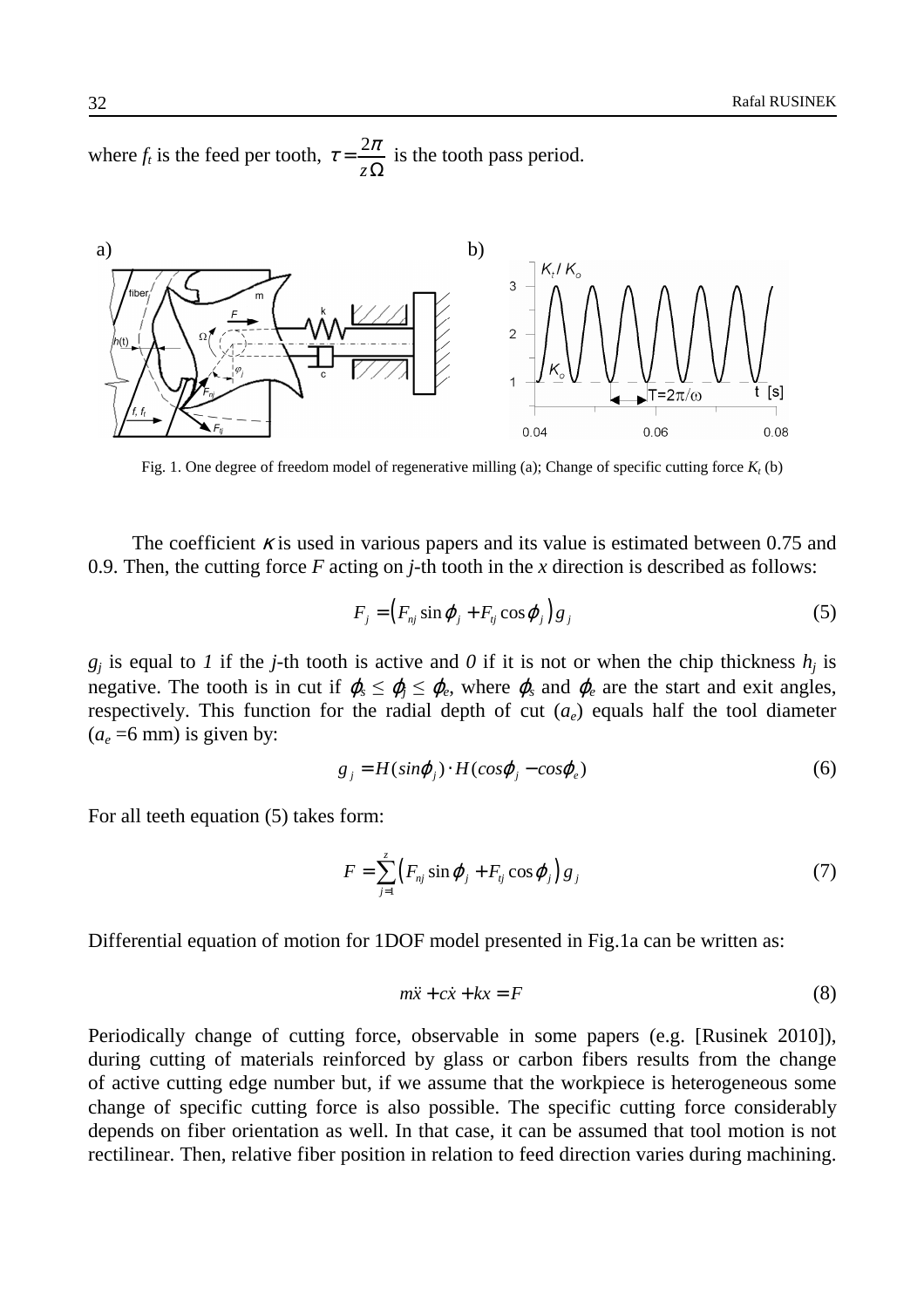where $f_t$ is the feed per tooth, $\tau = \dfrac{2\pi}{z\Omega}$ is the tooth pass period.

Fig. 1. One degree of freedom model of regenerative milling (a); Change of specific cutting force $K_t$ (b)

The coefficient $\kappa$ is used in various papers and its value is estimated between 0.75 and 0.9. Then, the cutting force $F$ acting on $j$-th tooth in the $x$ direction is described as follows:

$$F_j = \left(F_{nj} \sin\varphi_j + F_{tj} \cos\varphi_j\right) g_j \tag{5}$$

$g_j$ is equal to *1* if the $j$-th tooth is active and *0* if it is not or when the chip thickness $h_j$ is negative. The tooth is in cut if $\varphi_s \leq \varphi_j \leq \varphi_e$, where $\varphi_s$ and $\varphi_e$ are the start and exit angles, respectively. This function for the radial depth of cut ($a_e$) equals half the tool diameter ($a_e$ =6 mm) is given by:

$$g_j = H(sin\varphi_j) \cdot H(cos\varphi_j - cos\varphi_e) \tag{6}$$

For all teeth equation (5) takes form:

$$F = \sum_{j=1}^{z} \left(F_{nj} \sin\varphi_j + F_{tj} \cos\varphi_j\right) g_j \tag{7}$$

Differential equation of motion for 1DOF model presented in Fig.1a can be written as:

$$m\ddot{x} + c\dot{x} + kx = F \tag{8}$$

Periodically change of cutting force, observable in some papers (e.g. [Rusinek 2010]), during cutting of materials reinforced by glass or carbon fibers results from the change of active cutting edge number but, if we assume that the workpiece is heterogeneous some change of specific cutting force is also possible. The specific cutting force considerably depends on fiber orientation as well. In that case, it can be assumed that tool motion is not rectilinear. Then, relative fiber position in relation to feed direction varies during machining.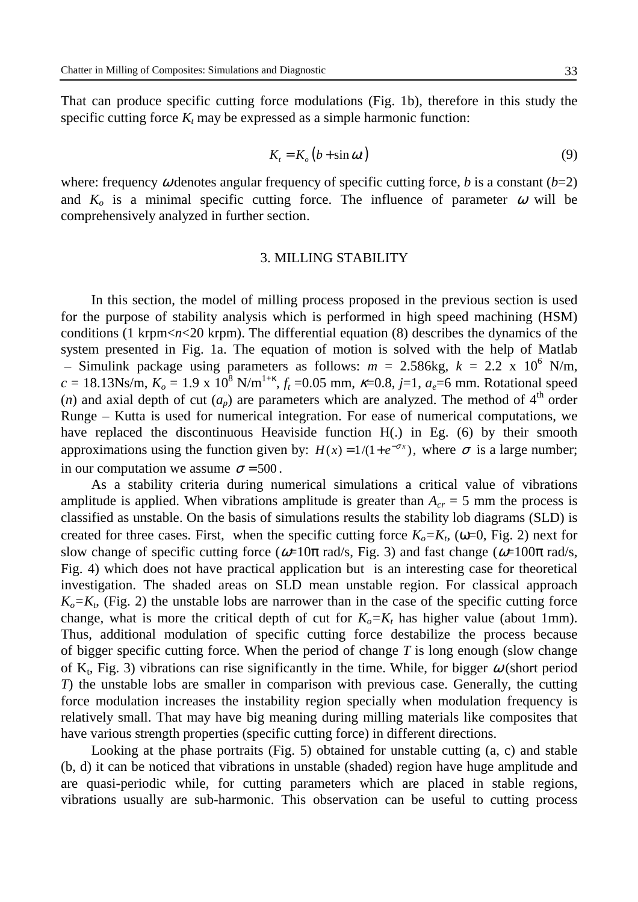That can produce specific cutting force modulations (Fig. 1b), therefore in this study the specific cutting force $K_t$ may be expressed as a simple harmonic function:

$$K_t = K_o\left(b + \sin \omega t\right) \tag{9}$$

where: frequency $\omega$ denotes angular frequency of specific cutting force, $b$ is a constant ($b$=2) and $K_o$ is a minimal specific cutting force. The influence of parameter $\omega$ will be comprehensively analyzed in further section.

## 3. MILLING STABILITY

In this section, the model of milling process proposed in the previous section is used for the purpose of stability analysis which is performed in high speed machining (HSM) conditions (1 krpm<$n$<20 krpm). The differential equation (8) describes the dynamics of the system presented in Fig. 1a. The equation of motion is solved with the help of Matlab – Simulink package using parameters as follows: $m$ = 2.586kg, $k$ = 2.2 x $10^6$ N/m, $c$ = 18.13Ns/m, $K_o$ = 1.9 x $10^8$ N/$m^{1+\kappa}$, $f_t$ =0.05 mm, $\kappa$=0.8, $j$=1, $a_e$=6 mm. Rotational speed ($n$) and axial depth of cut ($a_p$) are parameters which are analyzed. The method of 4[th] order Runge – Kutta is used for numerical integration. For ease of numerical computations, we have replaced the discontinuous Heaviside function H(.) in Eg. (6) by their smooth approximations using the function given by: $H(x) = 1/(1+e^{-\sigma x})$, where $\sigma$ is a large number; in our computation we assume $\sigma = 500$.

As a stability criteria during numerical simulations a critical value of vibrations amplitude is applied. When vibrations amplitude is greater than $A_{cr}$ = 5 mm the process is classified as unstable. On the basis of simulations results the stability lob diagrams (SLD) is created for three cases. First, when the specific cutting force $K_o$=$K_t$, ($\omega$=0, Fig. 2) next for slow change of specific cutting force ($\omega$=10π rad/s, Fig. 3) and fast change ($\omega$=100π rad/s, Fig. 4) which does not have practical application but is an interesting case for theoretical investigation. The shaded areas on SLD mean unstable region. For classical approach $K_o$=$K_t$, (Fig. 2) the unstable lobs are narrower than in the case of the specific cutting force change, what is more the critical depth of cut for $K_o$=$K_t$ has higher value (about 1mm). Thus, additional modulation of specific cutting force destabilize the process because of bigger specific cutting force. When the period of change $T$ is long enough (slow change of $K_t$, Fig. 3) vibrations can rise significantly in the time. While, for bigger $\omega$ (short period $T$) the unstable lobs are smaller in comparison with previous case. Generally, the cutting force modulation increases the instability region specially when modulation frequency is relatively small. That may have big meaning during milling materials like composites that have various strength properties (specific cutting force) in different directions.

Looking at the phase portraits (Fig. 5) obtained for unstable cutting (a, c) and stable (b, d) it can be noticed that vibrations in unstable (shaded) region have huge amplitude and are quasi-periodic while, for cutting parameters which are placed in stable regions, vibrations usually are sub-harmonic. This observation can be useful to cutting process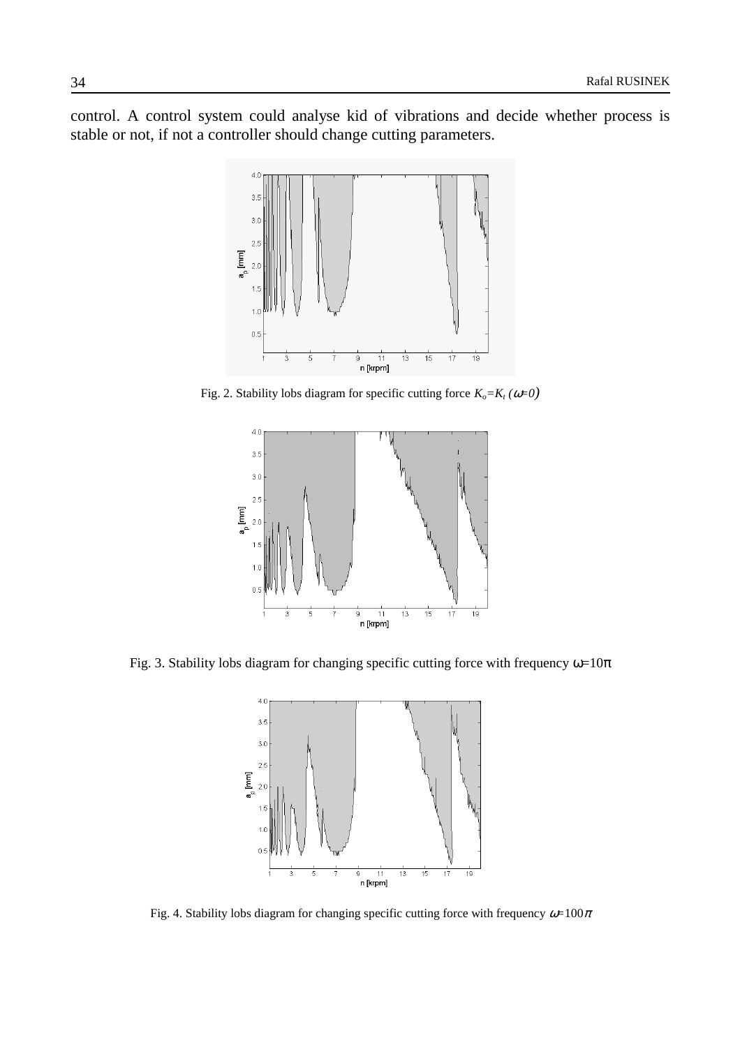control. A control system could analyse kid of vibrations and decide whether process is stable or not, if not a controller should change cutting parameters.

Fig. 2. Stability lobs diagram for specific cutting force $K_o = K_t$ ($\omega$=0)

Fig. 3. Stability lobs diagram for changing specific cutting force with frequency $\omega$=10$\pi$

Fig. 4. Stability lobs diagram for changing specific cutting force with frequency $\omega$=100$\pi$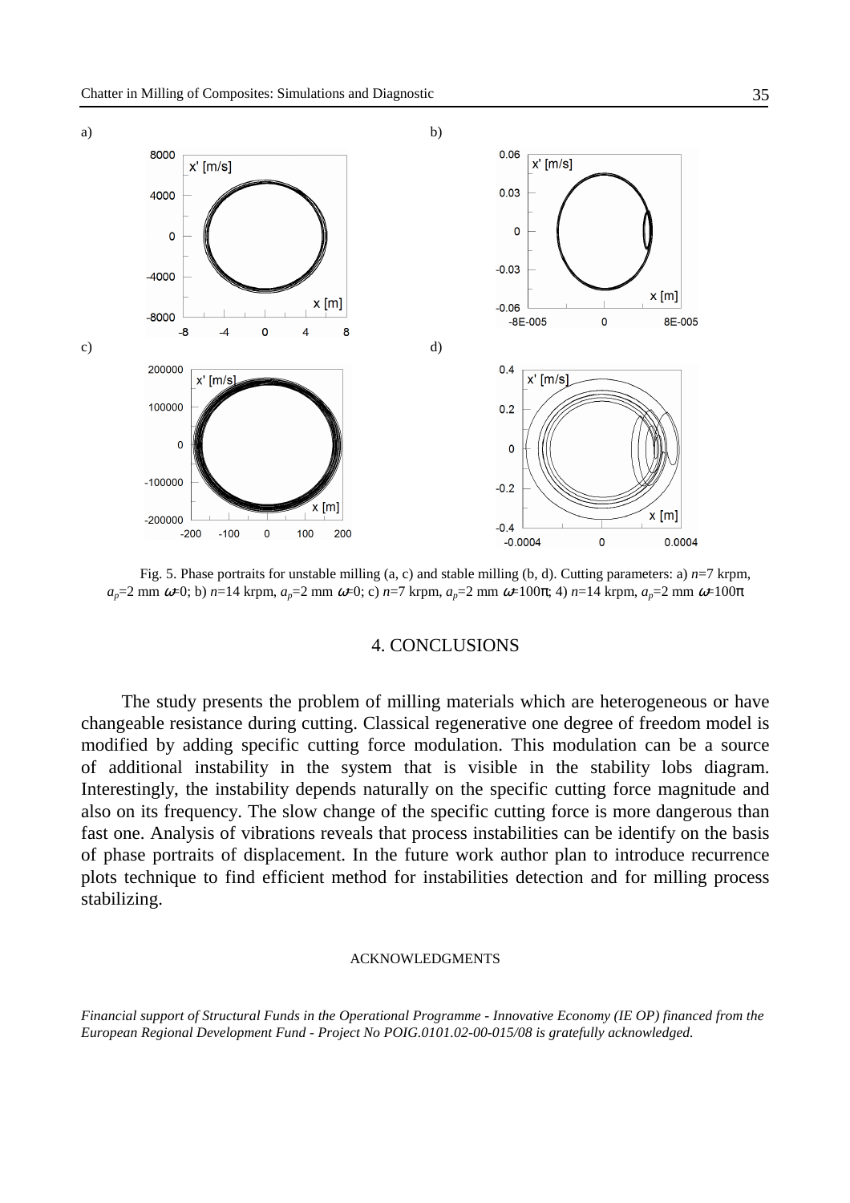Fig. 5. Phase portraits for unstable milling (a, c) and stable milling (b, d). Cutting parameters: a) $n$=7 krpm, $a_p$=2 mm $\omega$=0; b) $n$=14 krpm, $a_p$=2 mm $\omega$=0; c) $n$=7 krpm, $a_p$=2 mm $\omega$=100π; 4) $n$=14 krpm, $a_p$=2 mm $\omega$=100π

## 4. CONCLUSIONS

The study presents the problem of milling materials which are heterogeneous or have changeable resistance during cutting. Classical regenerative one degree of freedom model is modified by adding specific cutting force modulation. This modulation can be a source of additional instability in the system that is visible in the stability lobs diagram. Interestingly, the instability depends naturally on the specific cutting force magnitude and also on its frequency. The slow change of the specific cutting force is more dangerous than fast one. Analysis of vibrations reveals that process instabilities can be identify on the basis of phase portraits of displacement. In the future work author plan to introduce recurrence plots technique to find efficient method for instabilities detection and for milling process stabilizing.

### ACKNOWLEDGMENTS

*Financial support of Structural Funds in the Operational Programme - Innovative Economy (IE OP) financed from the European Regional Development Fund - Project No POIG.0101.02-00-015/08 is gratefully acknowledged.*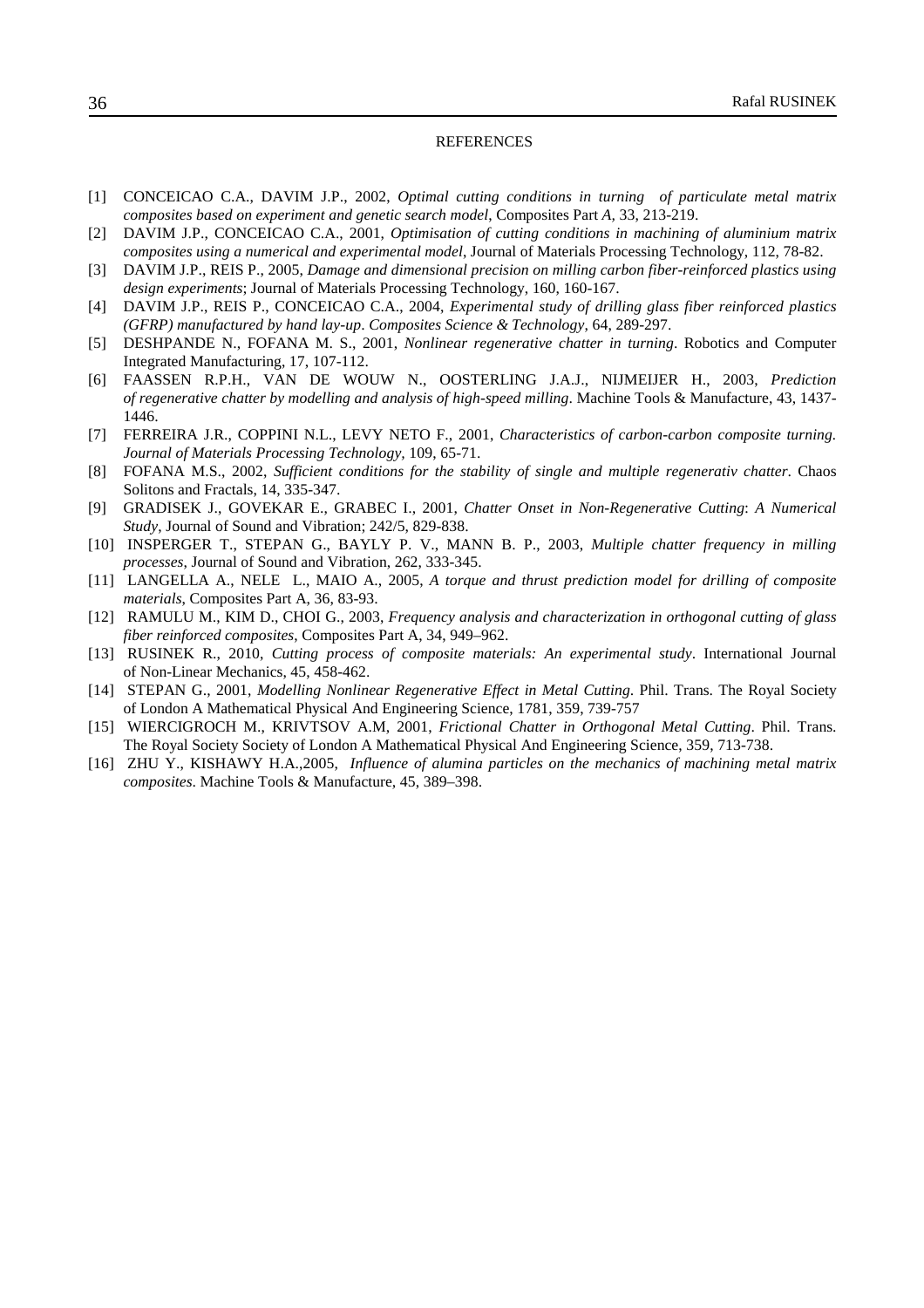## REFERENCES

[1] CONCEICAO C.A., DAVIM J.P., 2002, *Optimal cutting conditions in turning of particulate metal matrix composites based on experiment and genetic search model*, Composites Part *A*, 33, 213-219.

[2] DAVIM J.P., CONCEICAO C.A., 2001, *Optimisation of cutting conditions in machining of aluminium matrix composites using a numerical and experimental model*, Journal of Materials Processing Technology, 112, 78-82.

[3] DAVIM J.P., REIS P., 2005, *Damage and dimensional precision on milling carbon fiber-reinforced plastics using design experiments*; Journal of Materials Processing Technology, 160, 160-167.

[4] DAVIM J.P., REIS P., CONCEICAO C.A., 2004, *Experimental study of drilling glass fiber reinforced plastics (GFRP) manufactured by hand lay-up*. *Composites Science & Technology*, 64, 289-297.

[5] DESHPANDE N., FOFANA M. S., 2001, *Nonlinear regenerative chatter in turning*. Robotics and Computer Integrated Manufacturing, 17, 107-112.

[6] FAASSEN R.P.H., VAN DE WOUW N., OOSTERLING J.A.J., NIJMEIJER H., 2003, *Prediction of regenerative chatter by modelling and analysis of high-speed milling*. Machine Tools & Manufacture, 43, 1437-1446.

[7] FERREIRA J.R., COPPINI N.L., LEVY NETO F., 2001, *Characteristics of carbon-carbon composite turning. Journal of Materials Processing Technology*, 109, 65-71.

[8] FOFANA M.S., 2002, *Sufficient conditions for the stability of single and multiple regenerativ chatter*. Chaos Solitons and Fractals, 14, 335-347.

[9] GRADISEK J., GOVEKAR E., GRABEC I., 2001, *Chatter Onset in Non-Regenerative Cutting*: *A Numerical Study*, Journal of Sound and Vibration; 242/5, 829-838.

[10] INSPERGER T., STEPAN G., BAYLY P. V., MANN B. P., 2003, *Multiple chatter frequency in milling processes*, Journal of Sound and Vibration, 262, 333-345.

[11] LANGELLA A., NELE L., MAIO A., 2005, *A torque and thrust prediction model for drilling of composite materials*, Composites Part A, 36, 83-93.

[12] RAMULU M., KIM D., CHOI G., 2003, *Frequency analysis and characterization in orthogonal cutting of glass fiber reinforced composites*, Composites Part A, 34, 949–962.

[13] RUSINEK R., 2010, *Cutting process of composite materials: An experimental study*. International Journal of Non-Linear Mechanics, 45, 458-462.

[14] STEPAN G., 2001, *Modelling Nonlinear Regenerative Effect in Metal Cutting*. Phil. Trans. The Royal Society of London A Mathematical Physical And Engineering Science, 1781, 359, 739-757

[15] WIERCIGROCH M., KRIVTSOV A.M, 2001, *Frictional Chatter in Orthogonal Metal Cutting*. Phil. Trans. The Royal Society Society of London A Mathematical Physical And Engineering Science, 359, 713-738.

[16] ZHU Y., KISHAWY H.A.,2005, *Influence of alumina particles on the mechanics of machining metal matrix composites*. Machine Tools & Manufacture, 45, 389–398.